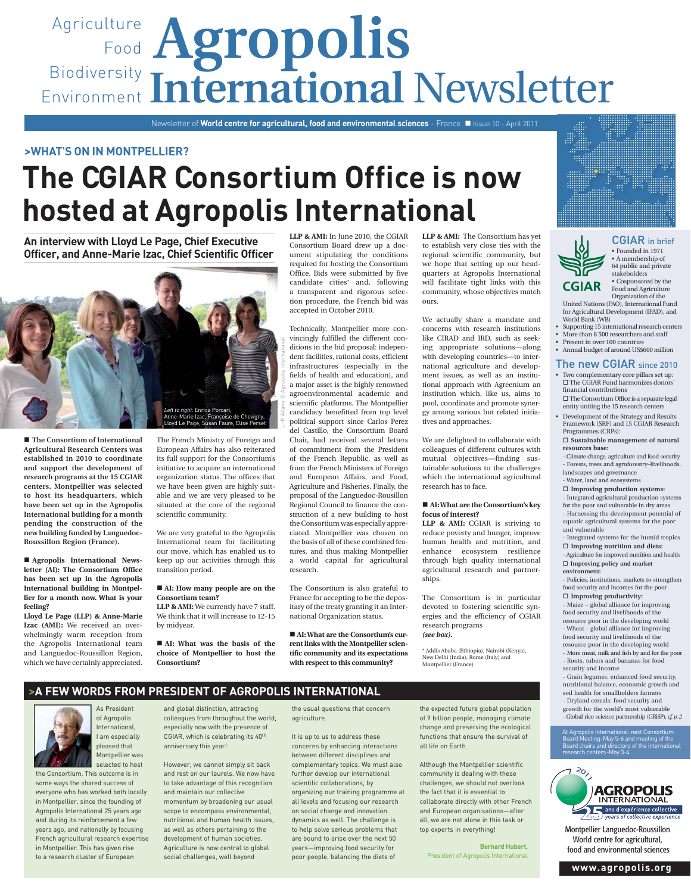# Agropolis International Newsletter

Agriculture Food Biodiversity Environment

Newsletter of **World centre for agricultural, food and environmental sciences** - France ■ Issue 10 - April 2011

## >WHAT'S ON IN MONTPELLIER?

# The CGIAR Consortium Office is now hosted at Agropolis International

### An interview with Lloyd Le Page, Chief Executive Officer, and Anne-Marie Izac, Chief Scientific Officer

*Left to right:* Enrica Porcari, Anne-Marie Izac, Françoise de Chevigny, Lloyd Le Page, Susan Faure, Elise Perset

J.-P. Allano © Agropolis International

■ **The Consortium of International Agricultural Research Centers was established in 2010 to coordinate and support the development of research programs at the 15 CGIAR centers. Montpellier was selected to host its headquarters, which have been set up in the Agropolis International building for a month pending the construction of the new building funded by Languedoc-Roussillon Region (France).**

■ **Agropolis International Newsletter (AI): The Consortium Office has been set up in the Agropolis International building in Montpellier for a month now. What is your feeling?**

**Lloyd Le Page (LLP) & Anne-Marie Izac (AMI):** We received an overwhelmingly warm reception from the Agropolis International team and Languedoc-Roussillon Region, which we have certainly appreciated. The French Ministry of Foreign and European Affairs has also reiterated its full support for the Consortium's initiative to acquire an international organization status. The offices that we have been given are highly suitable and we are very pleased to be situated at the core of the regional scientific community.

We are very grateful to the Agropolis International team for facilitating our move, which has enabled us to keep up our activities through this transition period.

■ **AI: How many people are on the Consortium team?**

**LLP & AMI:** We currently have 7 staff. We think that it will increase to 12-15 by midyear.

■ **AI: What was the basis of the choice of Montpellier to host the Consortium?**

**LLP & AMI:** In June 2010, the CGIAR Consortium Board drew up a document stipulating the conditions required for hosting the Consortium Office. Bids were submitted by five candidate cities* and, following a transparent and rigorous selection procedure, the French bid was accepted in October 2010.

Technically, Montpellier more convincingly fulfilled the different conditions in the bid proposal: independent facilities, rational costs, efficient infrastructures (especially in the fields of health and education), and a major asset is the highly renowned agroenvironmental academic and scientific platforms. The Montpellier candidacy benefitted from top level political support since Carlos Perez del Castillo, the Consortium Board Chair, had received several letters of commitment from the President of the French Republic, as well as from the French Ministers of Foreign and European Affairs, and Food, Agriculture and Fisheries. Finally, the proposal of the Languedoc-Roussillon Regional Council to finance the construction of a new building to host the Consortium was especially appreciated. Montpellier was chosen on the basis of all of these combined features, and thus making Montpellier a world capital for agricultural research.

The Consortium is also grateful to France for accepting to be the depositary of the treaty granting it an International Organization status.

■ **AI: What are the Consortium's current links with the Montpellier scientific community and its expectations with respect to this community?**

**LLP & AMI:** The Consortium has yet to establish very close ties with the regional scientific community, but we hope that setting up our headquarters at Agropolis International will facilitate tight links with this community, whose objectives match ours.

We actually share a mandate and concerns with research institutions like CIRAD and IRD, such as seeking appropriate solutions—along with developing countries—to international agriculture and development issues, as well as an institutional approach with Agreenium an institution which, like us, aims to pool, coordinate and promote synergy among various but related initiatives and approaches.

We are delighted to collaborate with colleagues of different cultures with mutual objectives—finding sustainable solutions to the challenges which the international agricultural research has to face.

■ **AI: What are the Consortium's key focus of interest?**

**LLP & AMI:** CGIAR is striving to reduce poverty and hunger, improve human health and nutrition, and enhance ecosystem resilience through high quality international agricultural research and partnerships.

The Consortium is in particular devoted to fostering scientific synergies and the efficiency of CGIAR research programs ***(see box).***

\* Addis Ababa (Ethiopia), Nairobi (Kenya), New Delhi (India), Rome (Italy) and Montpellier (France)

### CGIAR in brief

- Founded in 1971
- A membership of 64 public and private stakeholders
- Cosponsored by the Food and Agriculture Organization of the United Nations (FAO), International Fund for Agricultural Development (IFAD), and World Bank (WB)
- Supporting 15 international research centers
- More than 8 500 researchers and staff
- Present in over 100 countries
- Annual budget of around US$600 million

### The new CGIAR since 2010

- Two complementary core pillars set up:
  - ☐ The CGIAR Fund harmonizes donors' financial contributions
  - ☐ The Consortium Office is a separate legal entity uniting the 15 research centers
- Development of the Strategy and Results Framework (SRF) and 15 CGIAR Research Programmes (CRPs):
  - ☐ **Sustainable management of natural resources base:**
    - Climate change, agriculture and food security
    - Forests, trees and agroforestry–livelihoods, landscapes and governance
    - Water, land and ecosystems
  - ☐ **Improving production systems:**
    - Integrated agricultural production systems for the poor and vulnerable in dry areas
    - Harnessing the development potential of aquatic agricultural systems for the poor and vulnerable
    - Integrated systems for the humid tropics
  - ☐ **Improving nutrition and diets:**
    - Agriculture for improved nutrition and health
  - ☐ **Improving policy and market environment:**
    - Policies, institutions, markets to strengthen food security and incomes for the poor
  - ☐ **Improving productivity:**
    - Maize – global alliance for improving food security and livelihoods of the resource poor in the developing world
    - Wheat - global alliance for improving food security and livelihoods of the resource poor in the developing world
    - More meat, milk and fish by and for the poor
    - Roots, tubers and bananas for food security and income
    - Grain legumes: enhanced food security, nutritional balance, economic growth and soil health for smallholders farmers
    - Dryland cereals: food security and growth for the world's most vulnerable
    - Global rice science partnership (GRiSP), *cf. p. 2*

At Agropolis International: next Consortium Board Meeting–May 5-6 and meeting of the Board chairs and directors of the international research centers–May 3-4

## >A FEW WORDS FROM PRESIDENT OF AGROPOLIS INTERNATIONAL

As President of Agropolis International, I am especially pleased that Montpellier was selected to host the Consortium. This outcome is in some ways the shared success of everyone who has worked both locally in Montpellier, since the founding of Agropolis International 25 years ago and during its reinforcement a few years ago, and nationally by focusing French agricultural research expertise in Montpellier. This has given rise to a research cluster of European and global distinction, attracting colleagues from throughout the world, especially now with the presence of CGIAR, which is celebrating its 40th anniversary this year!

However, we cannot simply sit back and rest on our laurels. We now have to take advantage of this recognition and maintain our collective momentum by broadening our usual scope to encompass environmental, nutritional and human health issues, as well as others pertaining to the development of human societies. Agriculture is now central to global social challenges, well beyond the usual questions that concern agriculture.

It is up to us to address these concerns by enhancing interactions between different disciplines and complementary topics. We must also further develop our international scientific collaborations, by organizing our training programme at all levels and focusing our research on social change and innovation dynamics as well. The challenge is to help solve serious problems that are bound to arise over the next 50 years—improving food security for poor people, balancing the diets of the expected future global population of 9 billion people, managing climate change and preserving the ecological functions that ensure the survival of all life on Earth.

Although the Montpellier scientific community is dealing with these challenges, we should not overlook the fact that it is essential to collaborate directly with other French and European organisations—after all, we are not alone in this task or top experts in everything!

**Bernard Hubert,**
President of Agropolis International

AGROPOLIS INTERNATIONAL 2011 – 25 ans d'expérience collective / years of collective experience

Montpellier Languedoc-Roussillon World centre for agricultural, food and environmental sciences

**www.agropolis.org**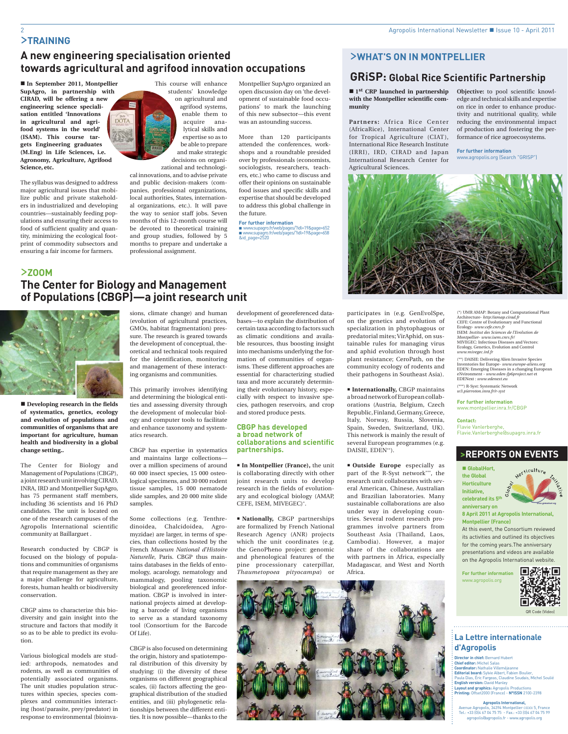# >TRAINING

## A new engineering specialisation oriented towards agricultural and agrifood innovation occupations

■ **In September 2011, Montpellier SupAgro, in partnership with CIRAD, will be offering a new engineering science specialisation entitled 'Innovations in agricultural and agrifood systems in the world' (ISAM). This course targets Engineering graduates (M.Eng) in Life Sciences, i.e. Agronomy, Agriculture, Agrifood Science, etc.**

The syllabus was designed to address major agricultural issues that mobilize public and private stakeholders in industrialized and developing countries—sustainably feeding populations and ensuring their access to food of sufficient quality and quantity, minimizing the ecological footprint of commodity subsectors and ensuring a fair income for farmers.

This course will enhance students' knowledge on agricultural and agrifood systems, enable them to acquire analytical skills and expertise so as to be able to prepare and make strategic decisions on organizational and technological innovations, and to advise private and public decision-makers (companies, professional organizations, local authorities, States, international organizations, etc.). It will pave the way to senior staff jobs. Seven months of this 12-month course will be devoted to theoretical training and group studies, followed by 5 months to prepare and undertake a professional assignment.

Montpellier SupAgro organized an open discussion day on 'the development of sustainable food occupations' to mark the launching of this new subsector—this event was an astounding success.

More than 120 participants attended the conferences, workshops and a roundtable presided over by professionals (economists, sociologists, researchers, teachers, etc.) who came to discuss and offer their opinions on sustainable food issues and specific skills and expertise that should be developed to address this global challenge in the future.

**For further information**
■ www.supagro.fr/web/pages/?idl=19&page=652
■ www.supagro.fr/web/pages/?idl=19&page=658&id_page=2520

# >WHAT'S ON IN MONTPELLIER

## GRiSP: Global Rice Scientific Partnership

■ **1st CRP launched in partnership with the Montpellier scientific community**

**Partners:** Africa Rice Center (AfricaRice), International Center for Tropical Agriculture (CIAT), International Rice Research Institute (IRRI), IRD, CIRAD and Japan International Research Center for Agricultural Sciences.

**Objective:** to pool scientific knowledge and technical skills and expertise on rice in order to enhance productivity and nutritional quality, while reducing the environmental impact of production and fostering the performance of rice agroecosystems.

**For further information**
www.agropolis.org (Search "GRISP")

# >ZOOM

## The Center for Biology and Management of Populations (CBGP)—a joint research unit

■ **Developing research in the fields of systematics, genetics, ecology and evolution of populations and communities of organisms that are important for agriculture, human health and biodiversity in a global change setting..**

The Center for Biology and Management of Populations (CBGP), a joint research unit involving CIRAD, INRA, IRD and Montpellier SupAgro, has 75 permanent staff members, including 36 scientists and 16 PhD candidates. The unit is located on one of the research campuses of the Agropolis International scientific community at Baillarguet .

Research conducted by CBGP is focused on the biology of populations and communities of organisms that require management as they are a major challenge for agriculture, forests, human health or biodiversity conservation.

CBGP aims to characterize this biodiversity and gain insight into the structure and factors that modify it so as to be able to predict its evolution.

Various biological models are studied: arthropods, nematodes and rodents, as well as communities of potentially associated organisms. The unit studies population structures within species, species complexes and communities interacting (host/parasite, prey/predator) in response to environmental (bioinvasions, climate change) and human (evolution of agricultural practices, GMOs, habitat fragmentation) pressure. The research is geared towards the development of conceptual, theoretical and technical tools required for the identification, monitoring and management of these interacting organisms and communities.

This primarily involves identifying and determining the biological entities and assessing diversity through the development of molecular biology and computer tools to facilitate and enhance taxonomy and systematics research.

CBGP has expertise in systematics and maintains large collections—over a million specimens of around 60 000 insect species, 15 000 osteological specimens, and 30 000 rodent tissue samples, 15 000 nematode slide samples, and 20 000 mite slide samples.

Some collections (e.g. Tenthredinoidea, Chalcidoidea, Agromyzidae) are larger, in terms of species, than collections hosted by the French *Museum National d'Histoire Naturelle*, Paris. CBGP thus maintains databases in the fields of entomology, acarology, nematology and mammalogy, pooling taxonomic biological and georeferenced information. CBGP is involved in international projects aimed at developing a barcode of living organisms to serve as a standard taxonomy tool (Consortium for the Barcode Of Life).

CBGP is also focused on determining the origin, history and spatiotemporal distribution of this diversity by studying: (i) the diversity of these organisms on different geographical scales, (ii) factors affecting the geographical distribution of the studied entities, and (iii) phylogenetic relationships between the different entities. It is now possible—thanks to the development of georeferenced databases—to explain the distribution of certain taxa according to factors such as climatic conditions and available resources, thus boosting insight into mechanisms underlying the formation of communities of organisms. These different approaches are essential for characterizing studied taxa and more accurately determining their evolutionary history, especially with respect to invasive species, pathogen reservoirs, and crop and stored produce pests.

### CBGP has developed a broad network of collaborations and scientific partnerships.

■ **In Montpellier (France),** the unit is collaborating directly with other joint research units to develop research in the fields of evolutionary and ecological biology (AMAP, CEFE, ISEM, MIVEGEC)*.

■ **Nationally,** CBGP partnerships are formalized by French National Research Agency (ANR) projects which the unit coordinates (e.g. the GenoPheno project: genomic and phenological features of the pine processionary caterpillar, *Thaumetopoea pityocampa*) or participates in (e.g. GenEvolSpe, on the genetics and evolution of specialization in phytophagous or predatorial mites; VirAphid, on sustainable rules for managing virus and aphid evolution through host plant resistance; CeroPath, on the community ecology of rodents and their pathogens in Southeast Asia).

■ **Internationally,** CBGP maintains a broad network of European collaborations (Austria, Belgium, Czech Republic, Finland, Germany, Greece, Italy, Norway, Russia, Slovenia, Spain, Sweden, Switzerland, UK). This network is mainly the result of several European programmes (e.g. DAISIE, EDEN**).

■ **Outside Europe** especially as part of the R-Syst network***, the research unit collaborates with several American, Chinese, Australian and Brazilian laboratories. Many sustainable collaborations are also under way in developing countries. Several rodent research programmes involve partners from Southeast Asia (Thailand, Laos, Cambodia). However, a major share of the collaborations are with partners in Africa, especially Madagascar, and West and North Africa.

(*) UMR AMAP: Botany and Computational Plant Architecture- *http://amap.cirad.fr*
CEFE: Centre of Evolutionary and Functional Ecology- *www.cefe.cnrs.fr*
ISEM: *Institut des Sciences de l'Evolution de Montpellier- www.isem.cnrs.fr/*
MIVEGEC: Infectious Diseases and Vectors: Ecology, Genetics, Evolution and Control *www.mivegec.ird.fr*

(**) DAISIE: Delivering Alien Invasive Species Inventories for Europe- *www.europe-aliens.org*
EDEN: Emerging Diseases in a changing European eNvironment - *www.eden-fp6project.net* et EDENext : *www.edenext.eu*

(***) R-Syst: Systematic Network *w3.pierroton.inra.fr/r-syst*

**For further information**
www.montpellier.inra.fr/CBGP

**Contact:**
Flavie Vanlerberghe,
Flavie.Vanlerberghe@supagro.inra.fr

# >REPORTS ON EVENTS

■ **GlobalHort, the Global Horticulture Initiative, celebrated its 5th anniversary on 8 April 2011 at Agropolis International, Montpellier (France)**

At this event, the Consortium reviewed its activities and outlined its objectives for the coming years.The anniversary presentations and videos are available on the Agropolis International website.

**For further information**
www.agropolis.org

QR Code (Video)

## La Lettre internationale d'Agropolis

**Director in chief:** Bernard Hubert
**Chief editor:** Michel Salas
**Coordinator:** Nathalie Villeméjeanne
**Editorial board:** Sylvie Albert, Fabien Boulier, Paula Dias, Eric Fargeas, Claudine Soudais, Michel Soulié
**English version:** David Manley
**Layout and graphics:** Agropolis Productions
**Printing:** Offset2000 (France) - **N°ISSN** 2100-2398

**Agropolis International,**
Avenue Agropolis, 34394 Montpellier CEDEX 5, France
Tel.: +33 (0)4 67 04 75 75 - Fax.: +33 (0)4 67 04 75 99
agropolis@agropolis.fr - www.agropolis.org